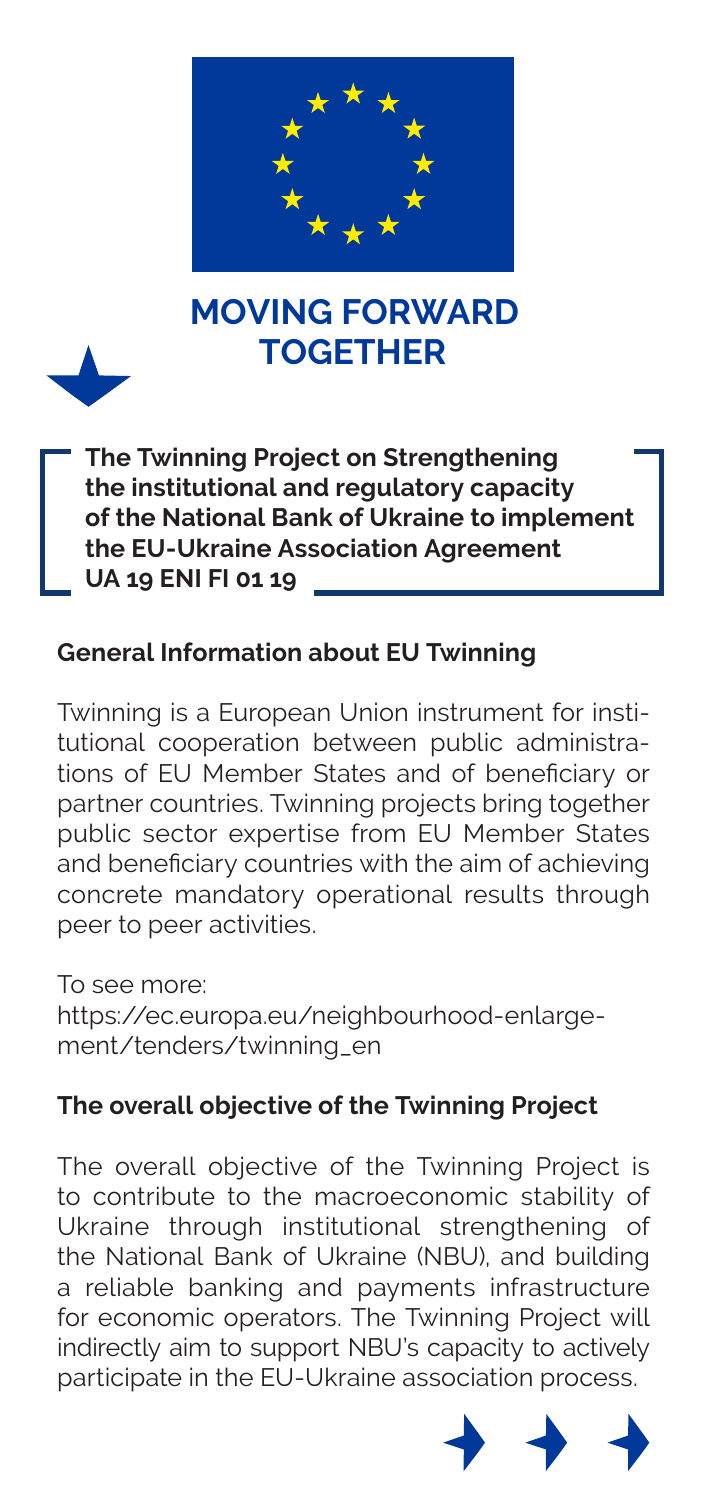# MOVING FORWARD TOGETHER

**The Twinning Project on Strengthening the institutional and regulatory capacity of the National Bank of Ukraine to implement the EU-Ukraine Association Agreement UA 19 ENI FI 01 19**

## General Information about EU Twinning

Twinning is a European Union instrument for institutional cooperation between public administrations of EU Member States and of beneficiary or partner countries. Twinning projects bring together public sector expertise from EU Member States and beneficiary countries with the aim of achieving concrete mandatory operational results through peer to peer activities.

To see more:
https://ec.europa.eu/neighbourhood-enlargement/tenders/twinning_en

## The overall objective of the Twinning Project

The overall objective of the Twinning Project is to contribute to the macroeconomic stability of Ukraine through institutional strengthening of the National Bank of Ukraine (NBU), and building a reliable banking and payments infrastructure for economic operators. The Twinning Project will indirectly aim to support NBU's capacity to actively participate in the EU-Ukraine association process.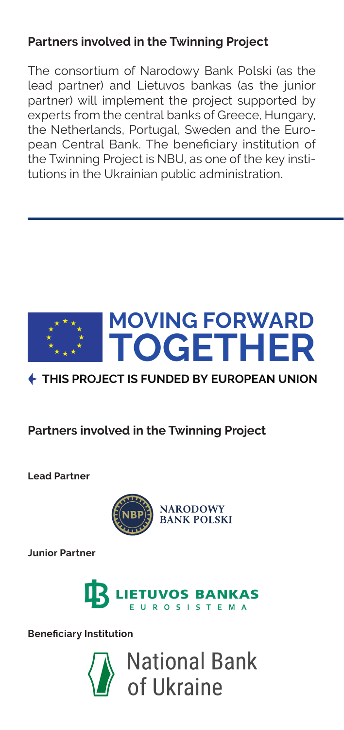## Partners involved in the Twinning Project

The consortium of Narodowy Bank Polski (as the lead partner) and Lietuvos bankas (as the junior partner) will implement the project supported by experts from the central banks of Greece, Hungary, the Netherlands, Portugal, Sweden and the European Central Bank. The beneficiary institution of the Twinning Project is NBU, as one of the key institutions in the Ukrainian public administration.

MOVING FORWARD
TOGETHER

THIS PROJECT IS FUNDED BY EUROPEAN UNION

## Partners involved in the Twinning Project

**Lead Partner**

NARODOWY BANK POLSKI

**Junior Partner**

LIETUVOS BANKAS
EUROSISTEMA

**Beneficiary Institution**

National Bank of Ukraine